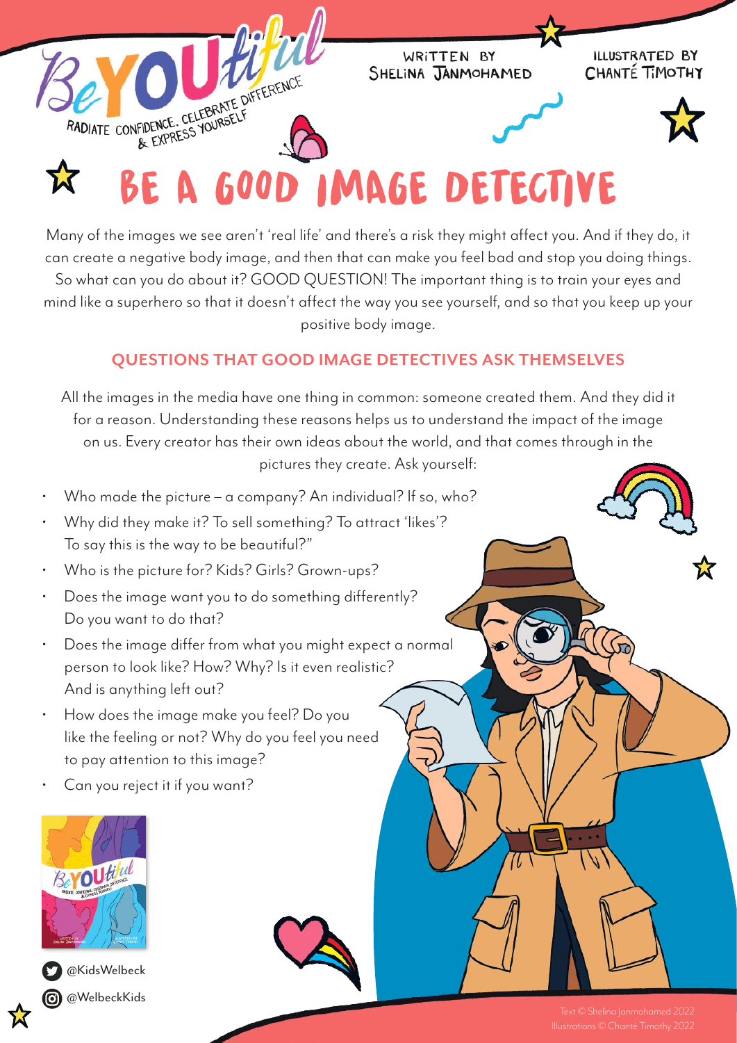BeYOUtiful

RADIATE CONFIDENCE. CELEBRATE DIFFERENCE & EXPRESS YOURSELF

WRITTEN BY SHELINA JANMOHAMED

ILLUSTRATED BY CHANTÉ TIMOTHY

# BE A GOOD IMAGE DETECTIVE

Many of the images we see aren't 'real life' and there's a risk they might affect you. And if they do, it can create a negative body image, and then that can make you feel bad and stop you doing things. So what can you do about it? GOOD QUESTION! The important thing is to train your eyes and mind like a superhero so that it doesn't affect the way you see yourself, and so that you keep up your positive body image.

## QUESTIONS THAT GOOD IMAGE DETECTIVES ASK THEMSELVES

All the images in the media have one thing in common: someone created them. And they did it for a reason. Understanding these reasons helps us to understand the impact of the image on us. Every creator has their own ideas about the world, and that comes through in the pictures they create. Ask yourself:

- Who made the picture – a company? An individual? If so, who?
- Why did they make it? To sell something? To attract 'likes'? To say this is the way to be beautiful?"
- Who is the picture for? Kids? Girls? Grown-ups?
- Does the image want you to do something differently? Do you want to do that?
- Does the image differ from what you might expect a normal person to look like? How? Why? Is it even realistic? And is anything left out?
- How does the image make you feel? Do you like the feeling or not? Why do you feel you need to pay attention to this image?
- Can you reject it if you want?

@KidsWelbeck

@WelbeckKids

Text © Shelina Janmohamed 2022
Illustrations © Chanté Timothy 2022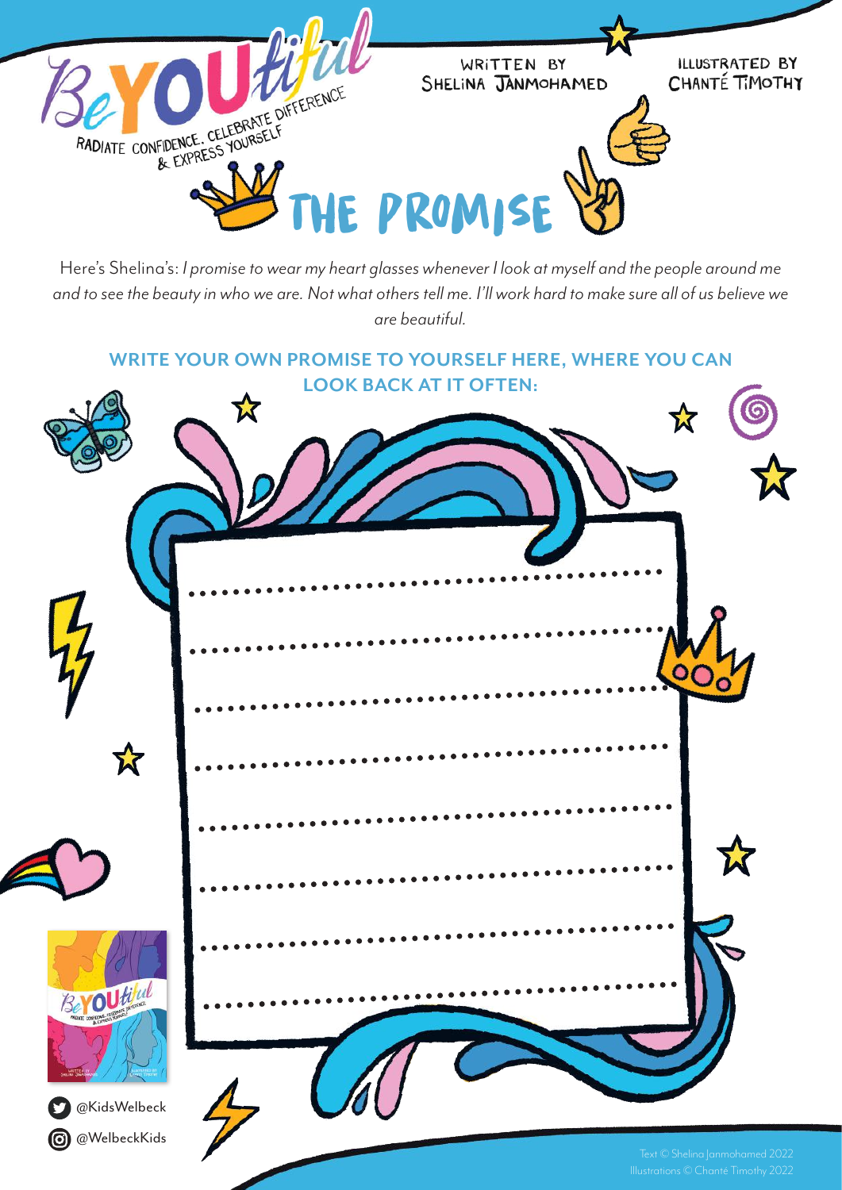# BeYOUtiful

RADIATE CONFIDENCE. CELEBRATE DIFFERENCE & EXPRESS YOURSELF

WRITTEN BY SHELINA JANMOHAMED

ILLUSTRATED BY CHANTÉ TIMOTHY

## THE PROMISE

Here's Shelina's: *I promise to wear my heart glasses whenever I look at myself and the people around me and to see the beauty in who we are. Not what others tell me. I'll work hard to make sure all of us believe we are beautiful.*

**WRITE YOUR OWN PROMISE TO YOURSELF HERE, WHERE YOU CAN LOOK BACK AT IT OFTEN:**

........................................................................

........................................................................

........................................................................

........................................................................

........................................................................

........................................................................

........................................................................

........................................................................

@KidsWelbeck

@WelbeckKids

Text © Shelina Janmohamed 2022
Illustrations © Chanté Timothy 2022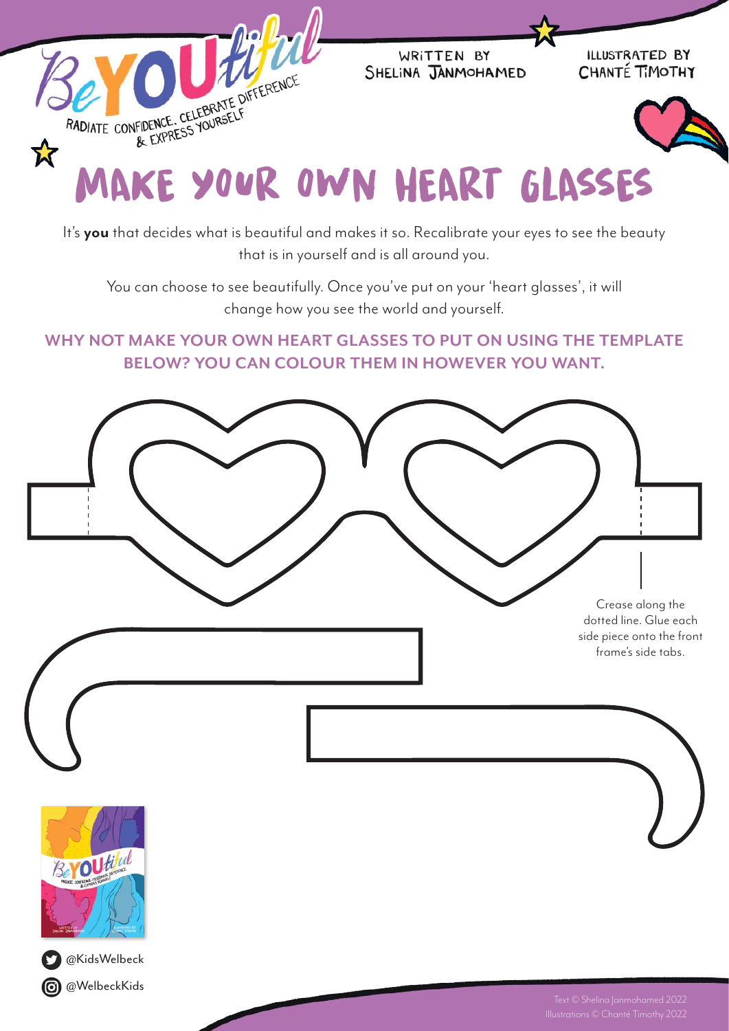BeYOUtiful

RADIATE CONFIDENCE. CELEBRATE DIFFERENCE & EXPRESS YOURSELF

WRITTEN BY SHELINA JANMOHAMED

ILLUSTRATED BY CHANTÉ TIMOTHY

# MAKE YOUR OWN HEART GLASSES

It's **you** that decides what is beautiful and makes it so. Recalibrate your eyes to see the beauty that is in yourself and is all around you.

You can choose to see beautifully. Once you've put on your 'heart glasses', it will change how you see the world and yourself.

**WHY NOT MAKE YOUR OWN HEART GLASSES TO PUT ON USING THE TEMPLATE BELOW? YOU CAN COLOUR THEM IN HOWEVER YOU WANT.**

Crease along the dotted line. Glue each side piece onto the front frame's side tabs.

@KidsWelbeck

@WelbeckKids

Text © Shelina Janmohamed 2022
Illustrations © Chanté Timothy 2022